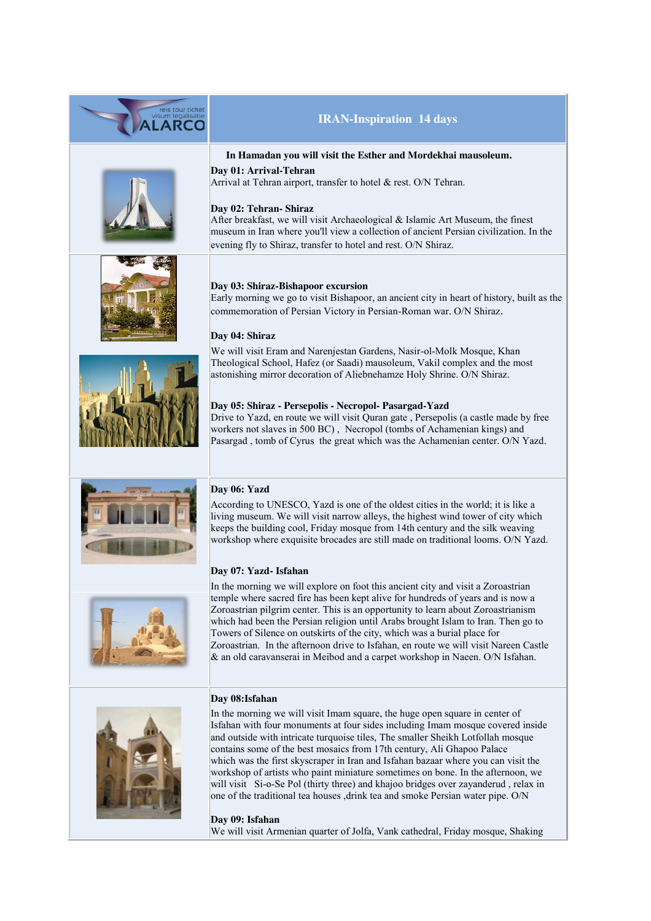# IRAN-Inspiration 14 days

**In Hamadan you will visit the Esther and Mordekhai mausoleum.**

**Day 01: Arrival-Tehran**
Arrival at Tehran airport, transfer to hotel & rest. O/N Tehran.

**Day 02: Tehran- Shiraz**
After breakfast, we will visit Archaeological & Islamic Art Museum, the finest museum in Iran where you'll view a collection of ancient Persian civilization. In the evening fly to Shiraz, transfer to hotel and rest. O/N Shiraz.

**Day 03: Shiraz-Bishapoor excursion**
Early morning we go to visit Bishapoor, an ancient city in heart of history, built as the commemoration of Persian Victory in Persian-Roman war. O/N Shiraz.

**Day 04: Shiraz**
We will visit Eram and Narenjestan Gardens, Nasir-ol-Molk Mosque, Khan Theological School, Hafez (or Saadi) mausoleum, Vakil complex and the most astonishing mirror decoration of Aliebnehamze Holy Shrine. O/N Shiraz.

**Day 05: Shiraz - Persepolis - Necropol- Pasargad-Yazd**
Drive to Yazd, en route we will visit Quran gate , Persepolis (a castle made by free workers not slaves in 500 BC) , Necropol (tombs of Achamenian kings) and Pasargad , tomb of Cyrus the great which was the Achamenian center. O/N Yazd.

**Day 06: Yazd**
According to UNESCO, Yazd is one of the oldest cities in the world; it is like a living museum. We will visit narrow alleys, the highest wind tower of city which keeps the building cool, Friday mosque from 14th century and the silk weaving workshop where exquisite brocades are still made on traditional looms. O/N Yazd.

**Day 07: Yazd- Isfahan**
In the morning we will explore on foot this ancient city and visit a Zoroastrian temple where sacred fire has been kept alive for hundreds of years and is now a Zoroastrian pilgrim center. This is an opportunity to learn about Zoroastrianism which had been the Persian religion until Arabs brought Islam to Iran. Then go to Towers of Silence on outskirts of the city, which was a burial place for Zoroastrian. In the afternoon drive to Isfahan, en route we will visit Nareen Castle & an old caravanserai in Meibod and a carpet workshop in Naeen. O/N Isfahan.

**Day 08:Isfahan**
In the morning we will visit Imam square, the huge open square in center of Isfahan with four monuments at four sides including Imam mosque covered inside and outside with intricate turquoise tiles, The smaller Sheikh Lotfollah mosque contains some of the best mosaics from 17th century, Ali Ghapoo Palace which was the first skyscraper in Iran and Isfahan bazaar where you can visit the workshop of artists who paint miniature sometimes on bone. In the afternoon, we will visit Si-o-Se Pol (thirty three) and khajoo bridges over zayanderud , relax in one of the traditional tea houses ,drink tea and smoke Persian water pipe. O/N

**Day 09: Isfahan**
We will visit Armenian quarter of Jolfa, Vank cathedral, Friday mosque, Shaking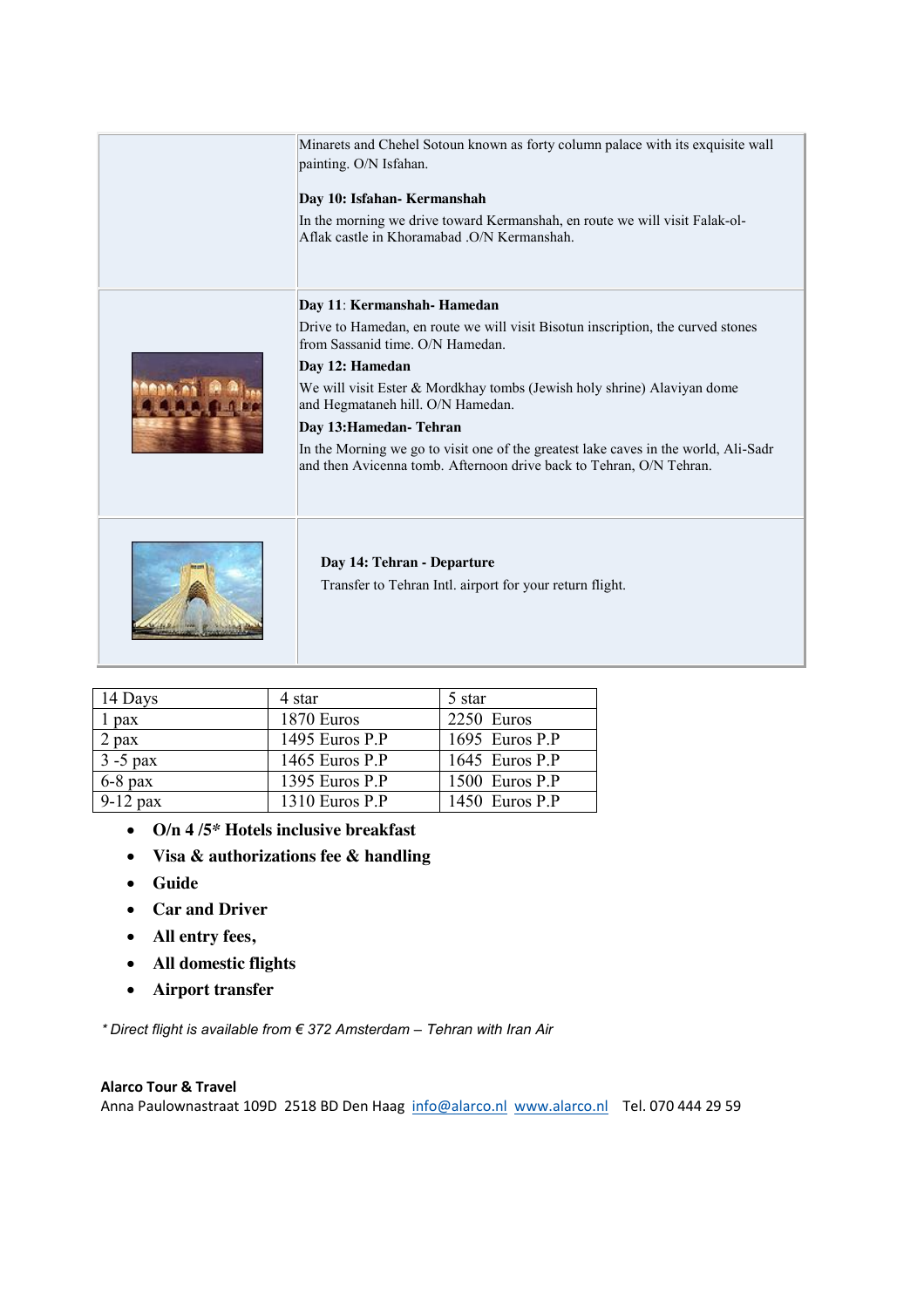Minarets and Chehel Sotoun known as forty column palace with its exquisite wall painting. O/N Isfahan.

**Day 10: Isfahan- Kermanshah**

In the morning we drive toward Kermanshah, en route we will visit Falak-ol-Aflak castle in Khoramabad .O/N Kermanshah.

**Day 11**: **Kermanshah- Hamedan**

Drive to Hamedan, en route we will visit Bisotun inscription, the curved stones from Sassanid time. O/N Hamedan.

**Day 12: Hamedan**

We will visit Ester & Mordkhay tombs (Jewish holy shrine) Alaviyan dome and Hegmataneh hill. O/N Hamedan.

**Day 13:Hamedan- Tehran**

In the Morning we go to visit one of the greatest lake caves in the world, Ali-Sadr and then Avicenna tomb. Afternoon drive back to Tehran, O/N Tehran.

**Day 14: Tehran - Departure**

Transfer to Tehran Intl. airport for your return flight.

| 14 Days | 4 star | 5 star |
|---|---|---|
| 1 pax | 1870 Euros | 2250 Euros |
| 2 pax | 1495 Euros P.P | 1695 Euros P.P |
| 3 -5 pax | 1465 Euros P.P | 1645 Euros P.P |
| 6-8 pax | 1395 Euros P.P | 1500 Euros P.P |
| 9-12 pax | 1310 Euros P.P | 1450 Euros P.P |

- **O/n 4 /5* Hotels inclusive breakfast**
- **Visa & authorizations fee & handling**
- **Guide**
- **Car and Driver**
- **All entry fees,**
- **All domestic flights**
- **Airport transfer**

*\* Direct flight is available from € 372 Amsterdam – Tehran with Iran Air*

**Alarco Tour & Travel**
Anna Paulownastraat 109D 2518 BD Den Haag info@alarco.nl www.alarco.nl Tel. 070 444 29 59